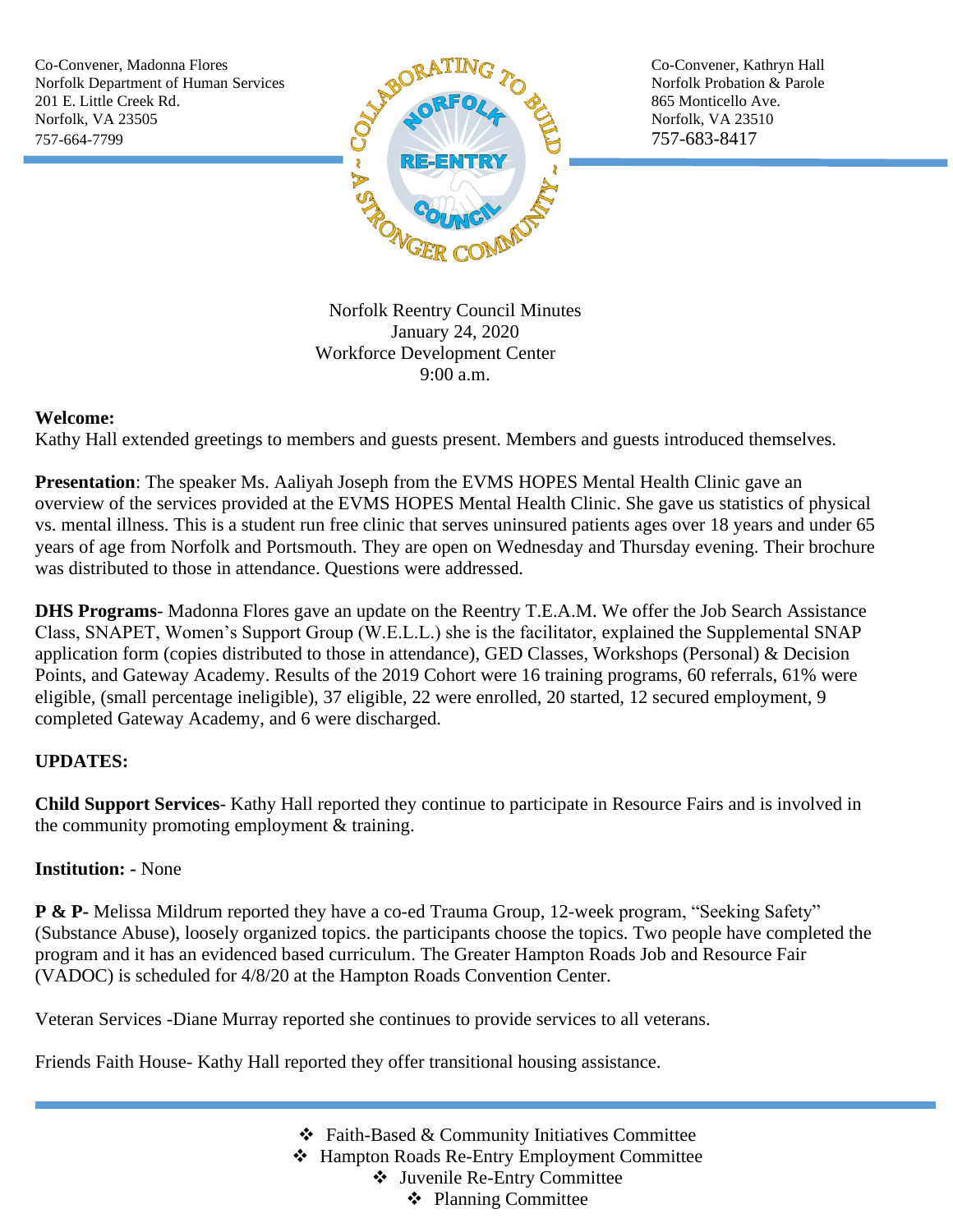Co-Convener, Madonna Flores
Norfolk Department of Human Services
201 E. Little Creek Rd.
Norfolk, VA 23505
757-664-7799

Co-Convener, Kathryn Hall
Norfolk Probation & Parole
865 Monticello Ave.
Norfolk, VA 23510
757-683-8417

Norfolk Reentry Council Minutes
January 24, 2020
Workforce Development Center
9:00 a.m.

**Welcome:**
Kathy Hall extended greetings to members and guests present. Members and guests introduced themselves.

**Presentation**: The speaker Ms. Aaliyah Joseph from the EVMS HOPES Mental Health Clinic gave an overview of the services provided at the EVMS HOPES Mental Health Clinic. She gave us statistics of physical vs. mental illness. This is a student run free clinic that serves uninsured patients ages over 18 years and under 65 years of age from Norfolk and Portsmouth. They are open on Wednesday and Thursday evening. Their brochure was distributed to those in attendance. Questions were addressed.

**DHS Programs**- Madonna Flores gave an update on the Reentry T.E.A.M. We offer the Job Search Assistance Class, SNAPET, Women's Support Group (W.E.L.L.) she is the facilitator, explained the Supplemental SNAP application form (copies distributed to those in attendance), GED Classes, Workshops (Personal) & Decision Points, and Gateway Academy. Results of the 2019 Cohort were 16 training programs, 60 referrals, 61% were eligible, (small percentage ineligible), 37 eligible, 22 were enrolled, 20 started, 12 secured employment, 9 completed Gateway Academy, and 6 were discharged.

**UPDATES:**

**Child Support Services**- Kathy Hall reported they continue to participate in Resource Fairs and is involved in the community promoting employment & training.

**Institution: -** None

**P & P-** Melissa Mildrum reported they have a co-ed Trauma Group, 12-week program, "Seeking Safety" (Substance Abuse), loosely organized topics. the participants choose the topics. Two people have completed the program and it has an evidenced based curriculum. The Greater Hampton Roads Job and Resource Fair (VADOC) is scheduled for 4/8/20 at the Hampton Roads Convention Center.

Veteran Services -Diane Murray reported she continues to provide services to all veterans.

Friends Faith House- Kathy Hall reported they offer transitional housing assistance.

- Faith-Based & Community Initiatives Committee
- Hampton Roads Re-Entry Employment Committee
- Juvenile Re-Entry Committee
- Planning Committee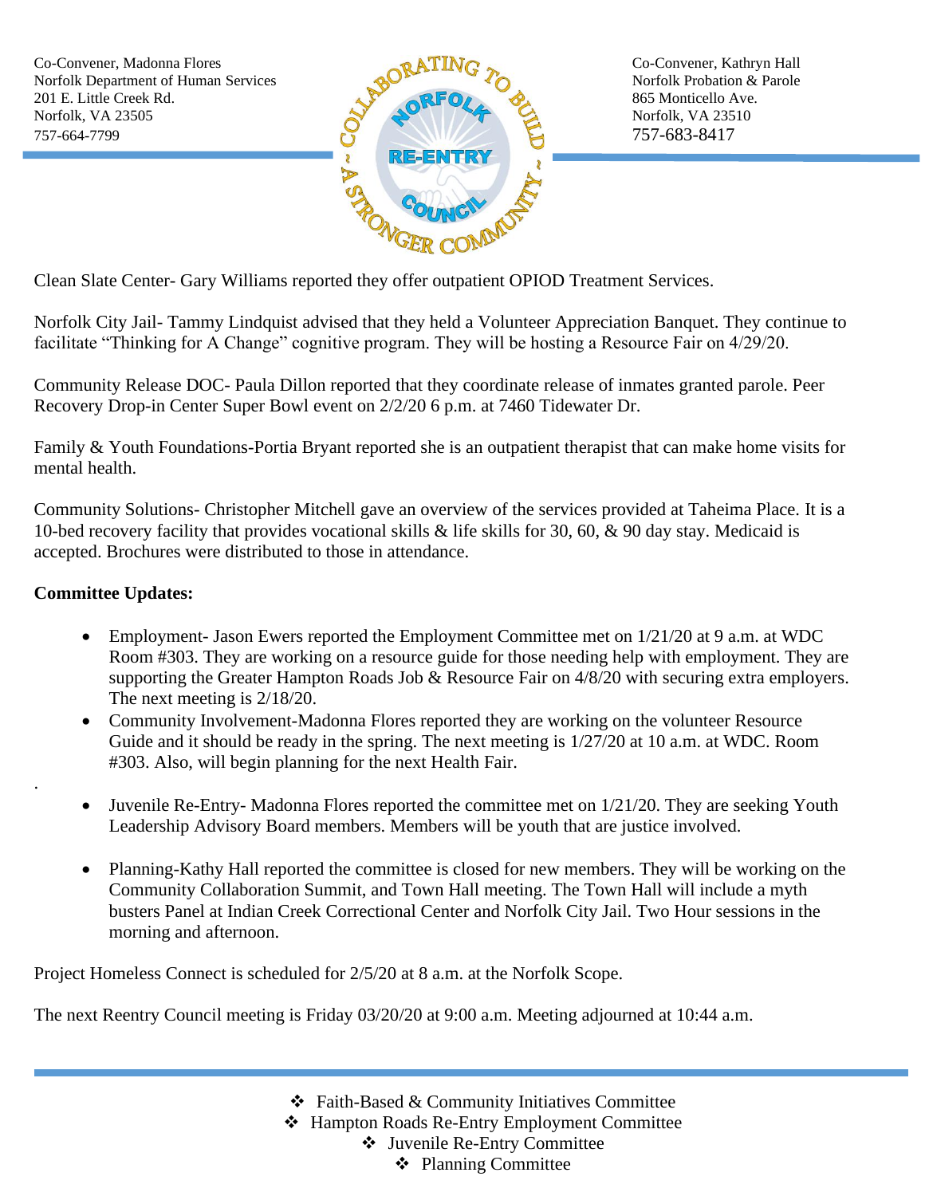Co-Convener, Madonna Flores
Norfolk Department of Human Services
201 E. Little Creek Rd.
Norfolk, VA 23505
757-664-7799

Co-Convener, Kathryn Hall
Norfolk Probation & Parole
865 Monticello Ave.
Norfolk, VA 23510
757-683-8417

Clean Slate Center- Gary Williams reported they offer outpatient OPIOD Treatment Services.

Norfolk City Jail- Tammy Lindquist advised that they held a Volunteer Appreciation Banquet. They continue to facilitate "Thinking for A Change" cognitive program. They will be hosting a Resource Fair on 4/29/20.

Community Release DOC- Paula Dillon reported that they coordinate release of inmates granted parole. Peer Recovery Drop-in Center Super Bowl event on 2/2/20 6 p.m. at 7460 Tidewater Dr.

Family & Youth Foundations-Portia Bryant reported she is an outpatient therapist that can make home visits for mental health.

Community Solutions- Christopher Mitchell gave an overview of the services provided at Taheima Place. It is a 10-bed recovery facility that provides vocational skills & life skills for 30, 60, & 90 day stay. Medicaid is accepted. Brochures were distributed to those in attendance.

**Committee Updates:**

- Employment- Jason Ewers reported the Employment Committee met on 1/21/20 at 9 a.m. at WDC Room #303. They are working on a resource guide for those needing help with employment. They are supporting the Greater Hampton Roads Job & Resource Fair on 4/8/20 with securing extra employers. The next meeting is 2/18/20.
- Community Involvement-Madonna Flores reported they are working on the volunteer Resource Guide and it should be ready in the spring. The next meeting is 1/27/20 at 10 a.m. at WDC. Room #303. Also, will begin planning for the next Health Fair.

.

- Juvenile Re-Entry- Madonna Flores reported the committee met on 1/21/20. They are seeking Youth Leadership Advisory Board members. Members will be youth that are justice involved.

- Planning-Kathy Hall reported the committee is closed for new members. They will be working on the Community Collaboration Summit, and Town Hall meeting. The Town Hall will include a myth busters Panel at Indian Creek Correctional Center and Norfolk City Jail. Two Hour sessions in the morning and afternoon.

Project Homeless Connect is scheduled for 2/5/20 at 8 a.m. at the Norfolk Scope.

The next Reentry Council meeting is Friday 03/20/20 at 9:00 a.m. Meeting adjourned at 10:44 a.m.

- Faith-Based & Community Initiatives Committee
- Hampton Roads Re-Entry Employment Committee
- Juvenile Re-Entry Committee
- Planning Committee